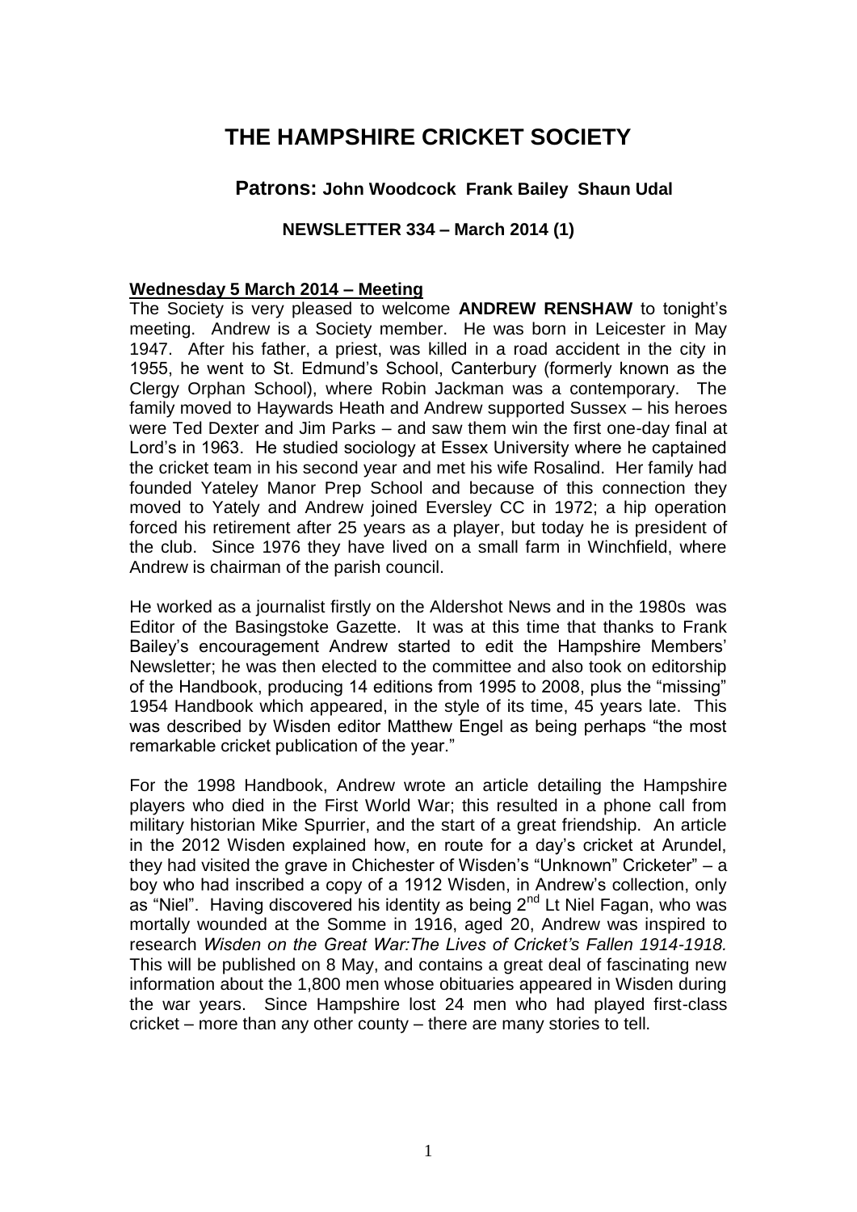# THE HAMPSHIRE CRICKET SOCIETY

### Patrons: John Woodcock Frank Bailey Shaun Udal

#### NEWSLETTER 334 – March 2014 (1)

**Wednesday 5 March 2014 – Meeting**

The Society is very pleased to welcome **ANDREW RENSHAW** to tonight's meeting. Andrew is a Society member. He was born in Leicester in May 1947. After his father, a priest, was killed in a road accident in the city in 1955, he went to St. Edmund's School, Canterbury (formerly known as the Clergy Orphan School), where Robin Jackman was a contemporary. The family moved to Haywards Heath and Andrew supported Sussex – his heroes were Ted Dexter and Jim Parks – and saw them win the first one-day final at Lord's in 1963. He studied sociology at Essex University where he captained the cricket team in his second year and met his wife Rosalind. Her family had founded Yateley Manor Prep School and because of this connection they moved to Yately and Andrew joined Eversley CC in 1972; a hip operation forced his retirement after 25 years as a player, but today he is president of the club. Since 1976 they have lived on a small farm in Winchfield, where Andrew is chairman of the parish council.

He worked as a journalist firstly on the Aldershot News and in the 1980s was Editor of the Basingstoke Gazette. It was at this time that thanks to Frank Bailey's encouragement Andrew started to edit the Hampshire Members' Newsletter; he was then elected to the committee and also took on editorship of the Handbook, producing 14 editions from 1995 to 2008, plus the "missing" 1954 Handbook which appeared, in the style of its time, 45 years late. This was described by Wisden editor Matthew Engel as being perhaps "the most remarkable cricket publication of the year."

For the 1998 Handbook, Andrew wrote an article detailing the Hampshire players who died in the First World War; this resulted in a phone call from military historian Mike Spurrier, and the start of a great friendship. An article in the 2012 Wisden explained how, en route for a day's cricket at Arundel, they had visited the grave in Chichester of Wisden's "Unknown" Cricketer" – a boy who had inscribed a copy of a 1912 Wisden, in Andrew's collection, only as "Niel". Having discovered his identity as being 2nd Lt Niel Fagan, who was mortally wounded at the Somme in 1916, aged 20, Andrew was inspired to research *Wisden on the Great War:The Lives of Cricket's Fallen 1914-1918.* This will be published on 8 May, and contains a great deal of fascinating new information about the 1,800 men whose obituaries appeared in Wisden during the war years. Since Hampshire lost 24 men who had played first-class cricket – more than any other county – there are many stories to tell.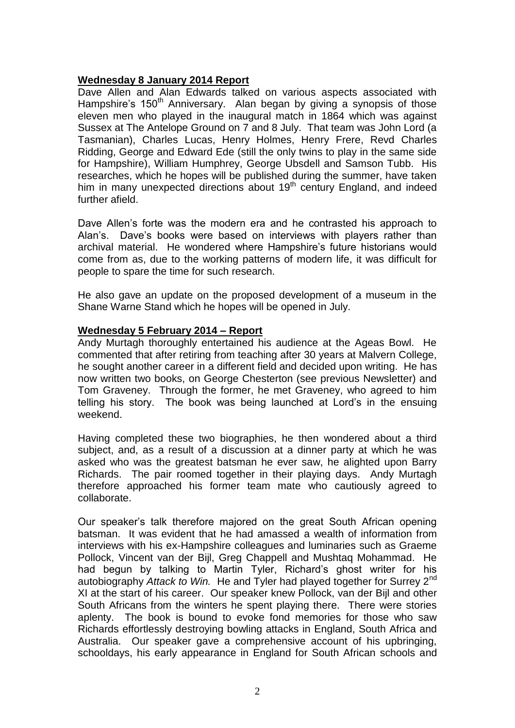**Wednesday 8 January 2014 Report**

Dave Allen and Alan Edwards talked on various aspects associated with Hampshire's 150th Anniversary. Alan began by giving a synopsis of those eleven men who played in the inaugural match in 1864 which was against Sussex at The Antelope Ground on 7 and 8 July. That team was John Lord (a Tasmanian), Charles Lucas, Henry Holmes, Henry Frere, Revd Charles Ridding, George and Edward Ede (still the only twins to play in the same side for Hampshire), William Humphrey, George Ubsdell and Samson Tubb. His researches, which he hopes will be published during the summer, have taken him in many unexpected directions about 19th century England, and indeed further afield.

Dave Allen's forte was the modern era and he contrasted his approach to Alan's. Dave's books were based on interviews with players rather than archival material. He wondered where Hampshire's future historians would come from as, due to the working patterns of modern life, it was difficult for people to spare the time for such research.

He also gave an update on the proposed development of a museum in the Shane Warne Stand which he hopes will be opened in July.

**Wednesday 5 February 2014 – Report**

Andy Murtagh thoroughly entertained his audience at the Ageas Bowl. He commented that after retiring from teaching after 30 years at Malvern College, he sought another career in a different field and decided upon writing. He has now written two books, on George Chesterton (see previous Newsletter) and Tom Graveney. Through the former, he met Graveney, who agreed to him telling his story. The book was being launched at Lord's in the ensuing weekend.

Having completed these two biographies, he then wondered about a third subject, and, as a result of a discussion at a dinner party at which he was asked who was the greatest batsman he ever saw, he alighted upon Barry Richards. The pair roomed together in their playing days. Andy Murtagh therefore approached his former team mate who cautiously agreed to collaborate.

Our speaker's talk therefore majored on the great South African opening batsman. It was evident that he had amassed a wealth of information from interviews with his ex-Hampshire colleagues and luminaries such as Graeme Pollock, Vincent van der Bijl, Greg Chappell and Mushtaq Mohammad. He had begun by talking to Martin Tyler, Richard's ghost writer for his autobiography *Attack to Win.* He and Tyler had played together for Surrey 2nd XI at the start of his career. Our speaker knew Pollock, van der Bijl and other South Africans from the winters he spent playing there. There were stories aplenty. The book is bound to evoke fond memories for those who saw Richards effortlessly destroying bowling attacks in England, South Africa and Australia. Our speaker gave a comprehensive account of his upbringing, schooldays, his early appearance in England for South African schools and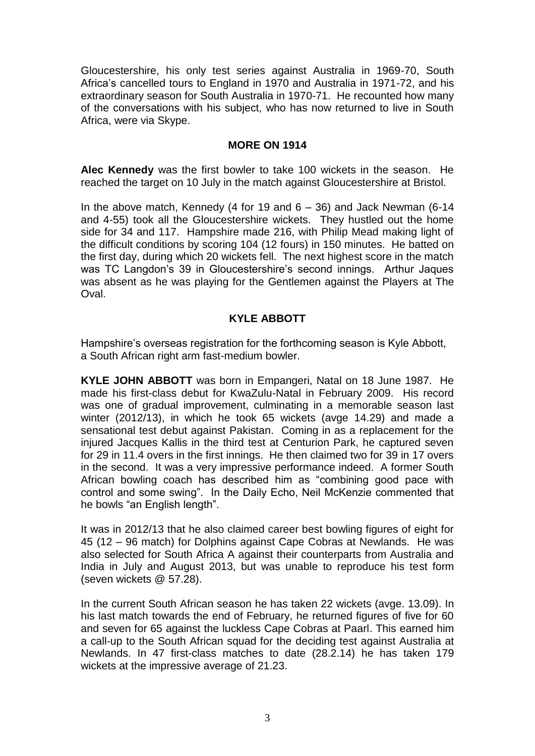Gloucestershire, his only test series against Australia in 1969-70, South Africa's cancelled tours to England in 1970 and Australia in 1971-72, and his extraordinary season for South Australia in 1970-71. He recounted how many of the conversations with his subject, who has now returned to live in South Africa, were via Skype.

## MORE ON 1914

**Alec Kennedy** was the first bowler to take 100 wickets in the season. He reached the target on 10 July in the match against Gloucestershire at Bristol.

In the above match, Kennedy (4 for 19 and 6 – 36) and Jack Newman (6-14 and 4-55) took all the Gloucestershire wickets. They hustled out the home side for 34 and 117. Hampshire made 216, with Philip Mead making light of the difficult conditions by scoring 104 (12 fours) in 150 minutes. He batted on the first day, during which 20 wickets fell. The next highest score in the match was TC Langdon's 39 in Gloucestershire's second innings. Arthur Jaques was absent as he was playing for the Gentlemen against the Players at The Oval.

## KYLE ABBOTT

Hampshire's overseas registration for the forthcoming season is Kyle Abbott, a South African right arm fast-medium bowler.

**KYLE JOHN ABBOTT** was born in Empangeri, Natal on 18 June 1987. He made his first-class debut for KwaZulu-Natal in February 2009. His record was one of gradual improvement, culminating in a memorable season last winter (2012/13), in which he took 65 wickets (avge 14.29) and made a sensational test debut against Pakistan. Coming in as a replacement for the injured Jacques Kallis in the third test at Centurion Park, he captured seven for 29 in 11.4 overs in the first innings. He then claimed two for 39 in 17 overs in the second. It was a very impressive performance indeed. A former South African bowling coach has described him as "combining good pace with control and some swing". In the Daily Echo, Neil McKenzie commented that he bowls "an English length".

It was in 2012/13 that he also claimed career best bowling figures of eight for 45 (12 – 96 match) for Dolphins against Cape Cobras at Newlands. He was also selected for South Africa A against their counterparts from Australia and India in July and August 2013, but was unable to reproduce his test form (seven wickets @ 57.28).

In the current South African season he has taken 22 wickets (avge. 13.09). In his last match towards the end of February, he returned figures of five for 60 and seven for 65 against the luckless Cape Cobras at Paarl. This earned him a call-up to the South African squad for the deciding test against Australia at Newlands. In 47 first-class matches to date (28.2.14) he has taken 179 wickets at the impressive average of 21.23.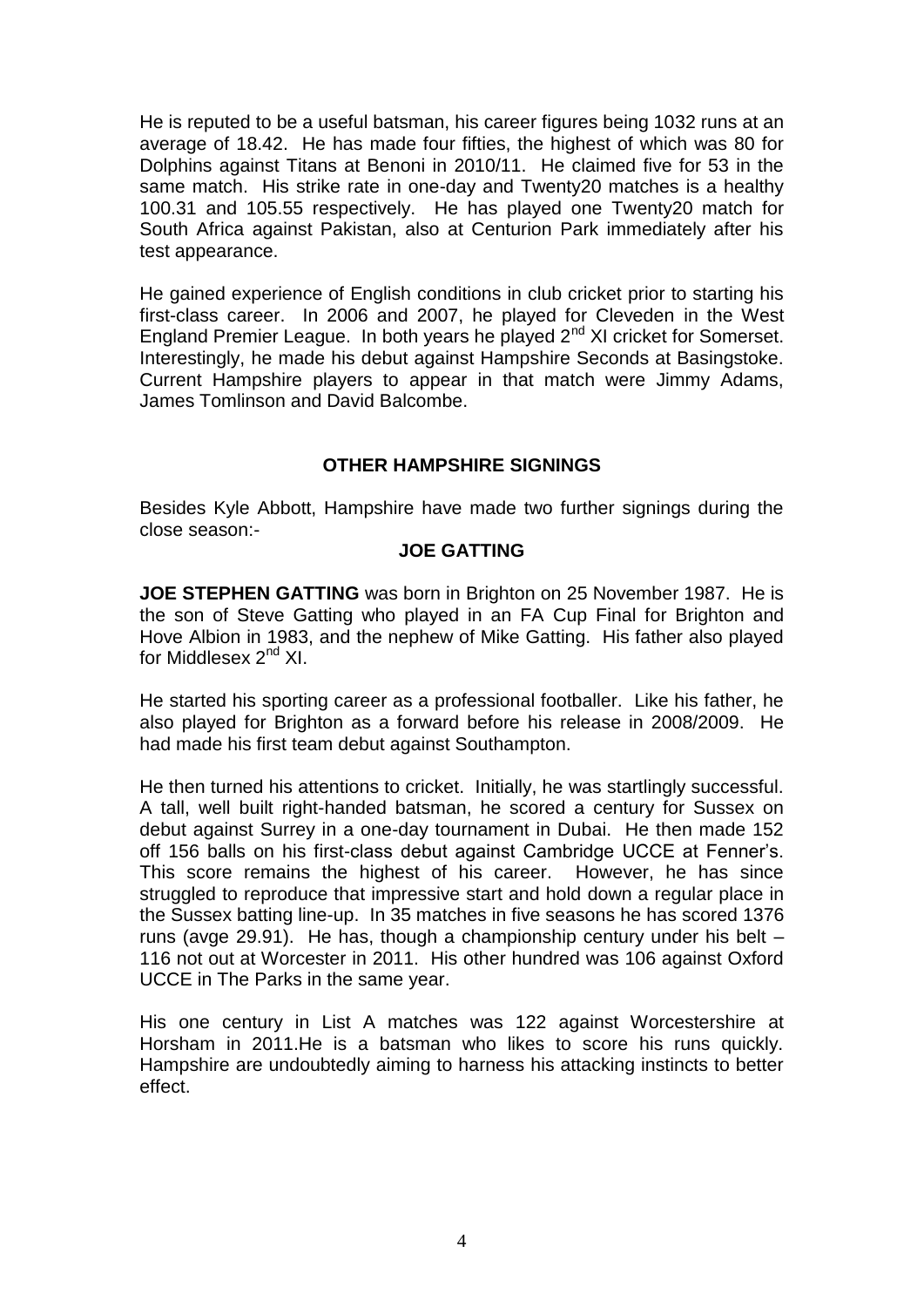He is reputed to be a useful batsman, his career figures being 1032 runs at an average of 18.42. He has made four fifties, the highest of which was 80 for Dolphins against Titans at Benoni in 2010/11. He claimed five for 53 in the same match. His strike rate in one-day and Twenty20 matches is a healthy 100.31 and 105.55 respectively. He has played one Twenty20 match for South Africa against Pakistan, also at Centurion Park immediately after his test appearance.

He gained experience of English conditions in club cricket prior to starting his first-class career. In 2006 and 2007, he played for Cleveden in the West England Premier League. In both years he played 2nd XI cricket for Somerset. Interestingly, he made his debut against Hampshire Seconds at Basingstoke. Current Hampshire players to appear in that match were Jimmy Adams, James Tomlinson and David Balcombe.

## OTHER HAMPSHIRE SIGNINGS

Besides Kyle Abbott, Hampshire have made two further signings during the close season:-

### JOE GATTING

**JOE STEPHEN GATTING** was born in Brighton on 25 November 1987. He is the son of Steve Gatting who played in an FA Cup Final for Brighton and Hove Albion in 1983, and the nephew of Mike Gatting. His father also played for Middlesex 2nd XI.

He started his sporting career as a professional footballer. Like his father, he also played for Brighton as a forward before his release in 2008/2009. He had made his first team debut against Southampton.

He then turned his attentions to cricket. Initially, he was startlingly successful. A tall, well built right-handed batsman, he scored a century for Sussex on debut against Surrey in a one-day tournament in Dubai. He then made 152 off 156 balls on his first-class debut against Cambridge UCCE at Fenner's. This score remains the highest of his career. However, he has since struggled to reproduce that impressive start and hold down a regular place in the Sussex batting line-up. In 35 matches in five seasons he has scored 1376 runs (avge 29.91). He has, though a championship century under his belt – 116 not out at Worcester in 2011. His other hundred was 106 against Oxford UCCE in The Parks in the same year.

His one century in List A matches was 122 against Worcestershire at Horsham in 2011.He is a batsman who likes to score his runs quickly. Hampshire are undoubtedly aiming to harness his attacking instincts to better effect.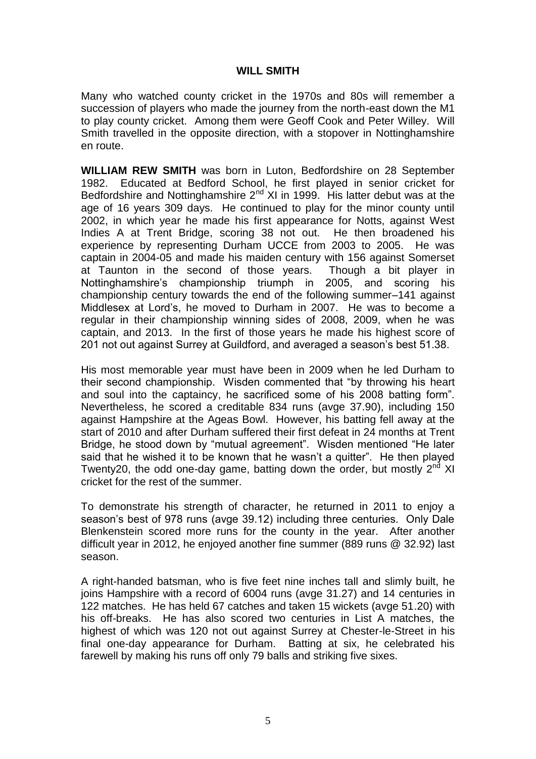# WILL SMITH

Many who watched county cricket in the 1970s and 80s will remember a succession of players who made the journey from the north-east down the M1 to play county cricket. Among them were Geoff Cook and Peter Willey. Will Smith travelled in the opposite direction, with a stopover in Nottinghamshire en route.

**WILLIAM REW SMITH** was born in Luton, Bedfordshire on 28 September 1982. Educated at Bedford School, he first played in senior cricket for Bedfordshire and Nottinghamshire 2nd XI in 1999. His latter debut was at the age of 16 years 309 days. He continued to play for the minor county until 2002, in which year he made his first appearance for Notts, against West Indies A at Trent Bridge, scoring 38 not out. He then broadened his experience by representing Durham UCCE from 2003 to 2005. He was captain in 2004-05 and made his maiden century with 156 against Somerset at Taunton in the second of those years. Though a bit player in Nottinghamshire's championship triumph in 2005, and scoring his championship century towards the end of the following summer–141 against Middlesex at Lord's, he moved to Durham in 2007. He was to become a regular in their championship winning sides of 2008, 2009, when he was captain, and 2013. In the first of those years he made his highest score of 201 not out against Surrey at Guildford, and averaged a season's best 51.38.

His most memorable year must have been in 2009 when he led Durham to their second championship. Wisden commented that "by throwing his heart and soul into the captaincy, he sacrificed some of his 2008 batting form". Nevertheless, he scored a creditable 834 runs (avge 37.90), including 150 against Hampshire at the Ageas Bowl. However, his batting fell away at the start of 2010 and after Durham suffered their first defeat in 24 months at Trent Bridge, he stood down by "mutual agreement". Wisden mentioned "He later said that he wished it to be known that he wasn't a quitter". He then played Twenty20, the odd one-day game, batting down the order, but mostly 2nd XI cricket for the rest of the summer.

To demonstrate his strength of character, he returned in 2011 to enjoy a season's best of 978 runs (avge 39.12) including three centuries. Only Dale Blenkenstein scored more runs for the county in the year. After another difficult year in 2012, he enjoyed another fine summer (889 runs @ 32.92) last season.

A right-handed batsman, who is five feet nine inches tall and slimly built, he joins Hampshire with a record of 6004 runs (avge 31.27) and 14 centuries in 122 matches. He has held 67 catches and taken 15 wickets (avge 51.20) with his off-breaks. He has also scored two centuries in List A matches, the highest of which was 120 not out against Surrey at Chester-le-Street in his final one-day appearance for Durham. Batting at six, he celebrated his farewell by making his runs off only 79 balls and striking five sixes.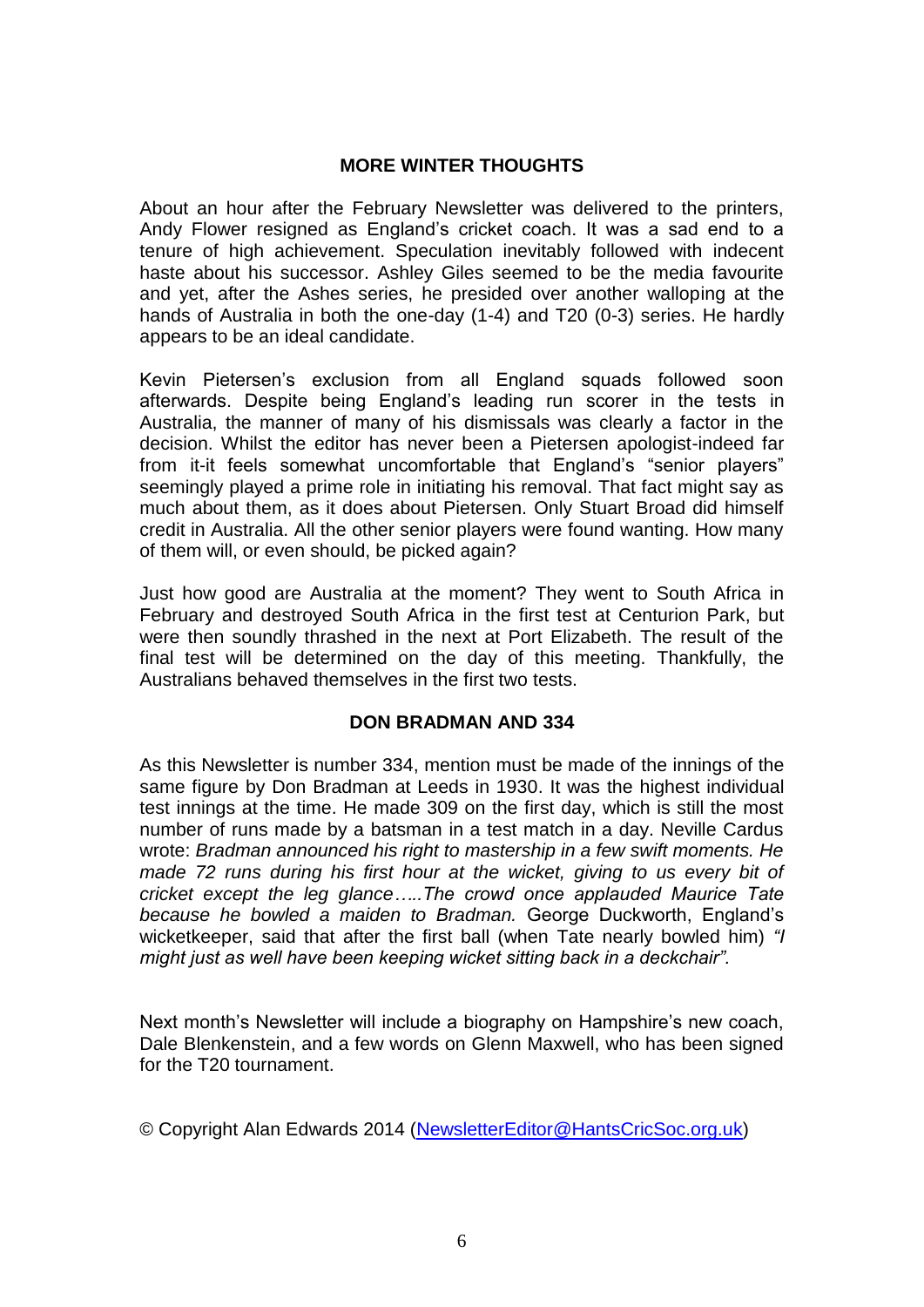## MORE WINTER THOUGHTS

About an hour after the February Newsletter was delivered to the printers, Andy Flower resigned as England's cricket coach. It was a sad end to a tenure of high achievement. Speculation inevitably followed with indecent haste about his successor. Ashley Giles seemed to be the media favourite and yet, after the Ashes series, he presided over another walloping at the hands of Australia in both the one-day (1-4) and T20 (0-3) series. He hardly appears to be an ideal candidate.

Kevin Pietersen's exclusion from all England squads followed soon afterwards. Despite being England's leading run scorer in the tests in Australia, the manner of many of his dismissals was clearly a factor in the decision. Whilst the editor has never been a Pietersen apologist-indeed far from it-it feels somewhat uncomfortable that England's "senior players" seemingly played a prime role in initiating his removal. That fact might say as much about them, as it does about Pietersen. Only Stuart Broad did himself credit in Australia. All the other senior players were found wanting. How many of them will, or even should, be picked again?

Just how good are Australia at the moment? They went to South Africa in February and destroyed South Africa in the first test at Centurion Park, but were then soundly thrashed in the next at Port Elizabeth. The result of the final test will be determined on the day of this meeting. Thankfully, the Australians behaved themselves in the first two tests.

## DON BRADMAN AND 334

As this Newsletter is number 334, mention must be made of the innings of the same figure by Don Bradman at Leeds in 1930. It was the highest individual test innings at the time. He made 309 on the first day, which is still the most number of runs made by a batsman in a test match in a day. Neville Cardus wrote: *Bradman announced his right to mastership in a few swift moments. He made 72 runs during his first hour at the wicket, giving to us every bit of cricket except the leg glance…..The crowd once applauded Maurice Tate because he bowled a maiden to Bradman.* George Duckworth, England's wicketkeeper, said that after the first ball (when Tate nearly bowled him) *"I might just as well have been keeping wicket sitting back in a deckchair".*

Next month's Newsletter will include a biography on Hampshire's new coach, Dale Blenkenstein, and a few words on Glenn Maxwell, who has been signed for the T20 tournament.

© Copyright Alan Edwards 2014 (NewsletterEditor@HantsCricSoc.org.uk)